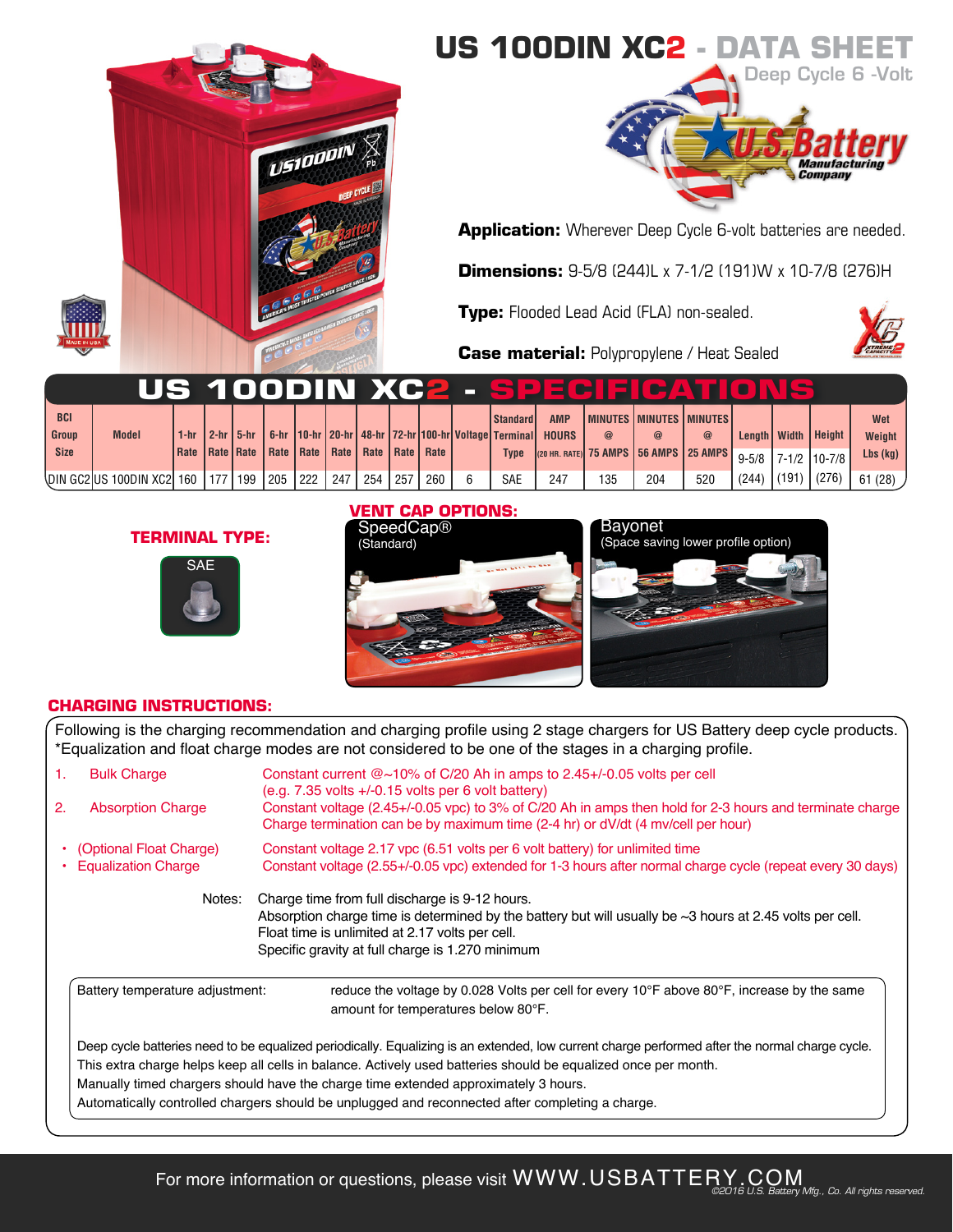# US 100DIN XC2 - DATA SHEET

Deep Cycle 6 -Volt

**Application:** Wherever Deep Cycle 6-volt batteries are needed.

**Dimensions:** 9-5/8 (244)L x 7-1/2 (191)W x 10-7/8 (276)H

**Type:** Flooded Lead Acid (FLA) non-sealed.

**Case material:** Polypropylene / Heat Sealed

## US 100DIN XC2 - SPECIFICATIONS

| BCI Group Size | Model | 1-hr Rate | 2-hr Rate | 5-hr Rate | 6-hr Rate | 10-hr Rate | 20-hr Rate | 48-hr Rate | 72-hr Rate | 100-hr Rate | Voltage | Standard Terminal Type | AMP HOURS (20 HR. RATE) | MINUTES @ 75 AMPS | MINUTES @ 56 AMPS | MINUTES @ 25 AMPS | Length | Width | Height | Wet Weight Lbs (kg) |
|---|---|---|---|---|---|---|---|---|---|---|---|---|---|---|---|---|---|---|---|---|
| DIN GC2 | US 100DIN XC2 | 160 | 177 | 199 | 205 | 222 | 247 | 254 | 257 | 260 | 6 | SAE | 247 | 135 | 204 | 520 | 9-5/8 (244) | 7-1/2 (191) | 10-7/8 (276) | 61 (28) |

**TERMINAL TYPE:**

SAE

**VENT CAP OPTIONS:**

SpeedCap®
(Standard)

Bayonet
(Space saving lower profile option)

## CHARGING INSTRUCTIONS:

Following is the charging recommendation and charging profile using 2 stage chargers for US Battery deep cycle products.
*Equalization and float charge modes are not considered to be one of the stages in a charging profile.

1. Bulk Charge — Constant current @~10% of C/20 Ah in amps to 2.45+/-0.05 volts per cell (e.g. 7.35 volts +/-0.15 volts per 6 volt battery)
2. Absorption Charge — Constant voltage (2.45+/-0.05 vpc) to 3% of C/20 Ah in amps then hold for 2-3 hours and terminate charge. Charge termination can be by maximum time (2-4 hr) or dV/dt (4 mv/cell per hour)

- (Optional Float Charge) — Constant voltage 2.17 vpc (6.51 volts per 6 volt battery) for unlimited time
- Equalization Charge — Constant voltage (2.55+/-0.05 vpc) extended for 1-3 hours after normal charge cycle (repeat every 30 days)

Notes: Charge time from full discharge is 9-12 hours.
Absorption charge time is determined by the battery but will usually be ~3 hours at 2.45 volts per cell.
Float time is unlimited at 2.17 volts per cell.
Specific gravity at full charge is 1.270 minimum

Battery temperature adjustment: reduce the voltage by 0.028 Volts per cell for every 10°F above 80°F, increase by the same amount for temperatures below 80°F.

Deep cycle batteries need to be equalized periodically. Equalizing is an extended, low current charge performed after the normal charge cycle. This extra charge helps keep all cells in balance. Actively used batteries should be equalized once per month.
Manually timed chargers should have the charge time extended approximately 3 hours.
Automatically controlled chargers should be unplugged and reconnected after completing a charge.

For more information or questions, please visit WWW.USBATTERY.COM

©2016 U.S. Battery Mfg., Co. All rights reserved.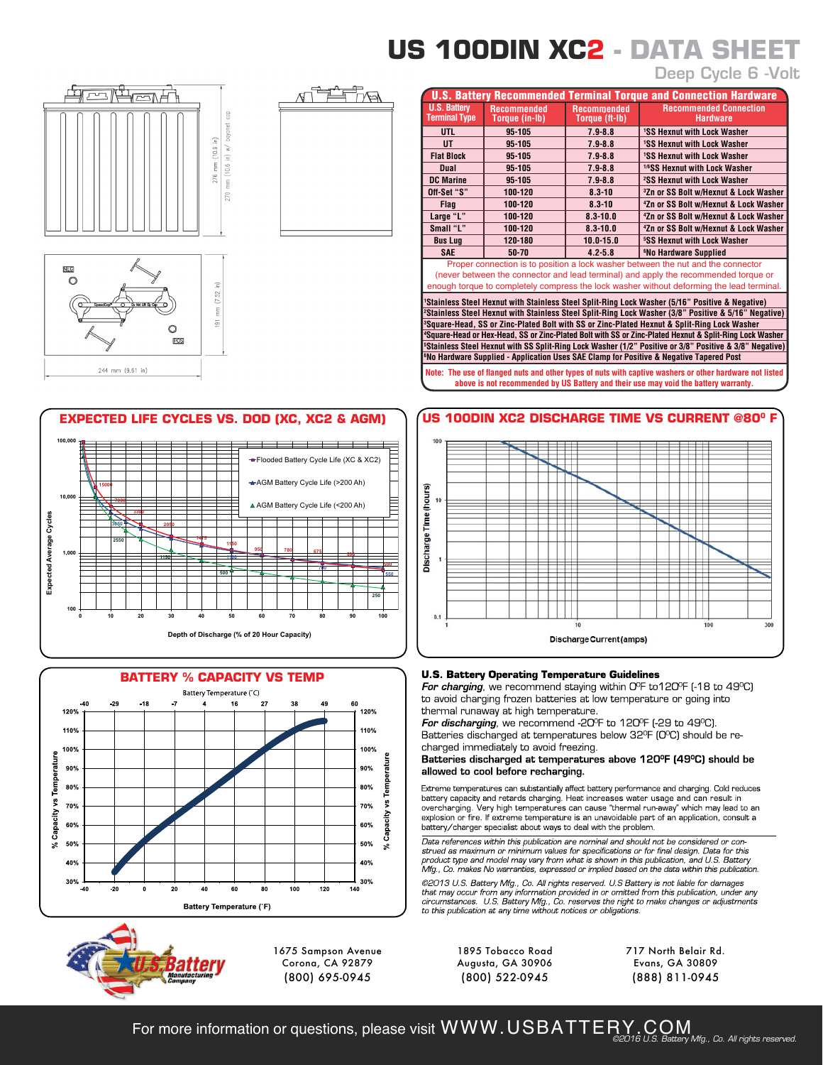# US 100DIN XC2 - DATA SHEET

Deep Cycle 6 -Volt

276 mm (10.9 in)

270 mm (10.6 in) w/ bayonet cap

191 mm (7.52 in)

244 mm (9.61 in)

NEG

POS

## U.S. Battery Recommended Terminal Torque and Connection Hardware

| U.S. Battery Terminal Type | Recommended Torque (in-lb) | Recommended Torque (ft-lb) | Recommended Connection Hardware |
|---|---|---|---|
| UTL | 95-105 | 7.9-8.8 | [1]SS Hexnut with Lock Washer |
| UT | 95-105 | 7.9-8.8 | [1]SS Hexnut with Lock Washer |
| Flat Block | 95-105 | 7.9-8.8 | [1]SS Hexnut with Lock Washer |
| Dual | 95-105 | 7.9-8.8 | [1/6]SS Hexnut with Lock Washer |
| DC Marine | 95-105 | 7.9-8.8 | [2]SS Hexnut with Lock Washer |
| Off-Set "S" | 100-120 | 8.3-10 | [3]Zn or SS Bolt w/Hexnut & Lock Washer |
| Flag | 100-120 | 8.3-10 | [4]Zn or SS Bolt w/Hexnut & Lock Washer |
| Large "L" | 100-120 | 8.3-10.0 | [4]Zn or SS Bolt w/Hexnut & Lock Washer |
| Small "L" | 100-120 | 8.3-10.0 | [4]Zn or SS Bolt w/Hexnut & Lock Washer |
| Bus Lug | 120-180 | 10.0-15.0 | [5]SS Hexnut with Lock Washer |
| SAE | 50-70 | 4.2-5.8 | [6]No Hardware Supplied |

Proper connection is to position a lock washer between the nut and the connector (never between the connector and lead terminal) and apply the recommended torque or enough torque to completely compress the lock washer without deforming the lead terminal.

[1]Stainless Steel Hexnut with Stainless Steel Split-Ring Lock Washer (5/16" Positive & Negative)
[2]Stainless Steel Hexnut with Stainless Steel Split-Ring Lock Washer (3/8" Positive & 5/16" Negative)
[3]Square-Head, SS or Zinc-Plated Bolt with SS or Zinc-Plated Hexnut & Split-Ring Lock Washer
[4]Square-Head or Hex-Head, SS or Zinc-Plated Bolt with SS or Zinc-Plated Hexnut & Split-Ring Lock Washer
[5]Stainless Steel Hexnut with SS Split-Ring Lock Washer (1/2" Positive or 3/8" Positive & 3/8" Negative)
[6]No Hardware Supplied - Application Uses SAE Clamp for Positive & Negative Tapered Post

**Note: The use of flanged nuts and other types of nuts with captive washers or other hardware not listed above is not recommended by US Battery and their use may void the battery warranty.**

## EXPECTED LIFE CYCLES VS. DOD (XC, XC2 & AGM)

Flooded Battery Cycle Life (XC & XC2)
AGM Battery Cycle Life (>200 Ah)
AGM Battery Cycle Life (<200 Ah)

Expected Average Cycles
100,000
10,000
1,000
100

15000
7800
3300
3650
2550
2050
1150
1375
1150
1000
950
500
780
675
780
550
600
550
250

Depth of Discharge (% of 20 Hour Capacity)
0 10 20 30 40 50 60 70 80 90 100

## US 100DIN XC2 DISCHARGE TIME VS CURRENT @80° F

Discharge Time (hours)
100
10
1
0.1

Discharge Current (amps)
1 10 100 300

## BATTERY % CAPACITY VS TEMP

Battery Temperature (°C)
-40 -29 -18 -7 4 16 27 38 49 60

% Capacity vs Temperature
120% 110% 100% 90% 80% 70% 60% 50% 40% 30%

Battery Temperature (°F)
-40 -20 0 20 40 60 80 100 120 140

### U.S. Battery Operating Temperature Guidelines

***For charging***, we recommend staying within 0°F to120°F (-18 to 49°C) to avoid charging frozen batteries at low temperature or going into thermal runaway at high temperature.

***For discharging***, we recommend -20°F to 120°F (-29 to 49°C). Batteries discharged at temperatures below 32°F (0°C) should be re-charged immediately to avoid freezing.

**Batteries discharged at temperatures above 120°F (49°C) should be allowed to cool before recharging.**

Extreme temperatures can substantially affect battery performance and charging. Cold reduces battery capacity and retards charging. Heat increases water usage and can result in overcharging. Very high temperatures can cause "thermal run-away" which may lead to an explosion or fire. If extreme temperature is an unavoidable part of an application, consult a battery/charger specialist about ways to deal with the problem.

*Data references within this publication are nominal and should not be considered or construed as maximum or minimum values for specifications or for final design. Data for this product type and model may vary from what is shown in this publication, and U.S. Battery Mfg., Co. makes No warranties, expressed or implied based on the data within this publication.*

*©2013 U.S. Battery Mfg., Co. All rights reserved. U.S Battery is not liable for damages that may occur from any information provided in or omitted from this publication, under any circumstances. U.S. Battery Mfg., Co. reserves the right to make changes or adjustments to this publication at any time without notices or obligations.*

U.S. Battery Manufacturing Company

1675 Sampson Avenue
Corona, CA 92879
(800) 695-0945

1895 Tobacco Road
Augusta, GA 30906
(800) 522-0945

717 North Belair Rd.
Evans, GA 30809
(888) 811-0945

For more information or questions, please visit WWW.USBATTERY.COM

*©2016 U.S. Battery Mfg., Co. All rights reserved.*